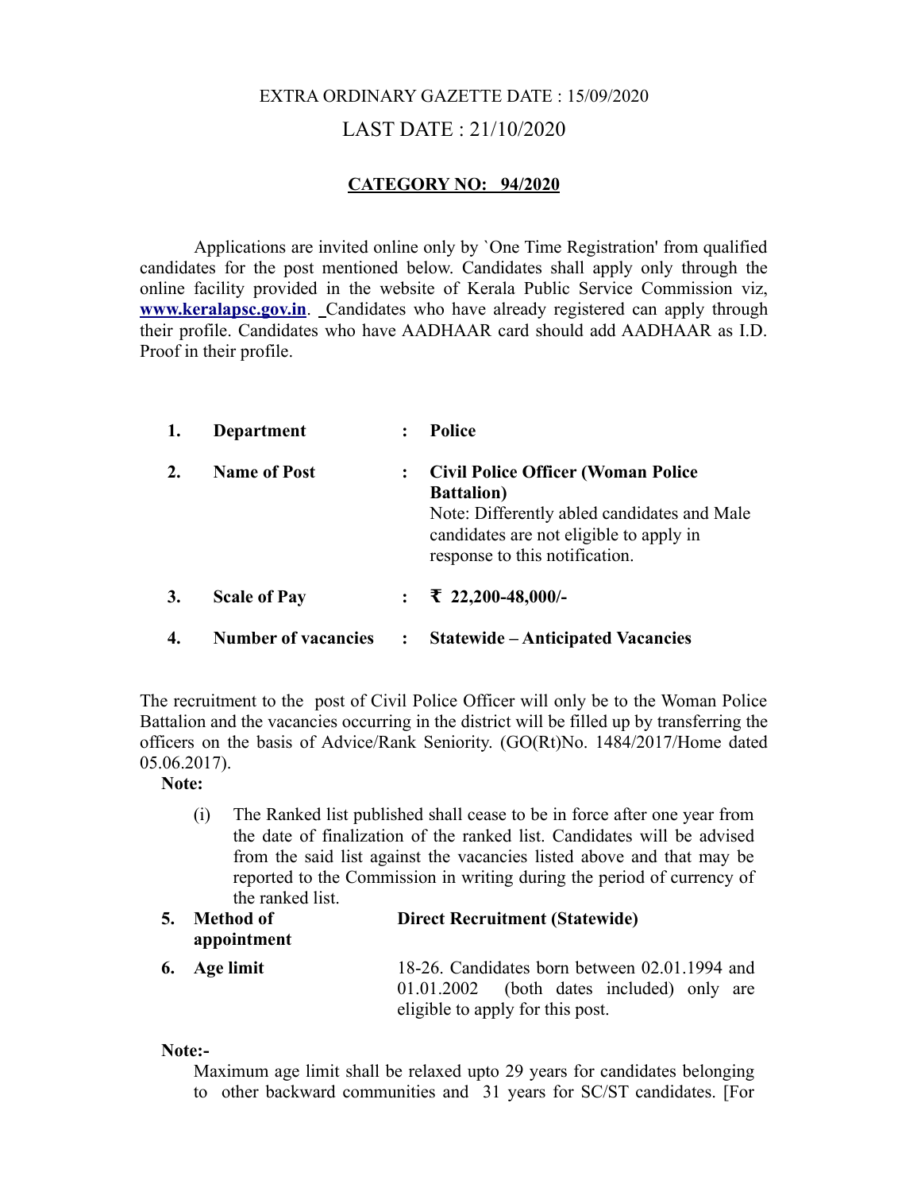EXTRA ORDINARY GAZETTE DATE : 15/09/2020

LAST DATE : 21/10/2020

**CATEGORY NO: 94/2020**

Applications are invited online only by `One Time Registration' from qualified candidates for the post mentioned below. Candidates shall apply only through the online facility provided in the website of Kerala Public Service Commission viz, **www.keralapsc.gov.in**. Candidates who have already registered can apply through their profile. Candidates who have AADHAAR card should add AADHAAR as I.D. Proof in their profile.

| | | | |
|---|---|---|---|
| **1.** | **Department** | **:** | **Police** |
| **2.** | **Name of Post** | **:** | **Civil Police Officer (Woman Police Battalion)**<br>Note: Differently abled candidates and Male candidates are not eligible to apply in response to this notification. |
| **3.** | **Scale of Pay** | **:** | **₹ 22,200-48,000/-** |
| **4.** | **Number of vacancies** | **:** | **Statewide – Anticipated Vacancies** |

The recruitment to the post of Civil Police Officer will only be to the Woman Police Battalion and the vacancies occurring in the district will be filled up by transferring the officers on the basis of Advice/Rank Seniority. (GO(Rt)No. 1484/2017/Home dated 05.06.2017).

**Note:**

(i) The Ranked list published shall cease to be in force after one year from the date of finalization of the ranked list. Candidates will be advised from the said list against the vacancies listed above and that may be reported to the Commission in writing during the period of currency of the ranked list.

| | | |
|---|---|---|
| **5.** | **Method of appointment** | **Direct Recruitment (Statewide)** |
| **6.** | **Age limit** | 18-26. Candidates born between 02.01.1994 and 01.01.2002 (both dates included) only are eligible to apply for this post. |

**Note:-**

Maximum age limit shall be relaxed upto 29 years for candidates belonging to other backward communities and 31 years for SC/ST candidates. [For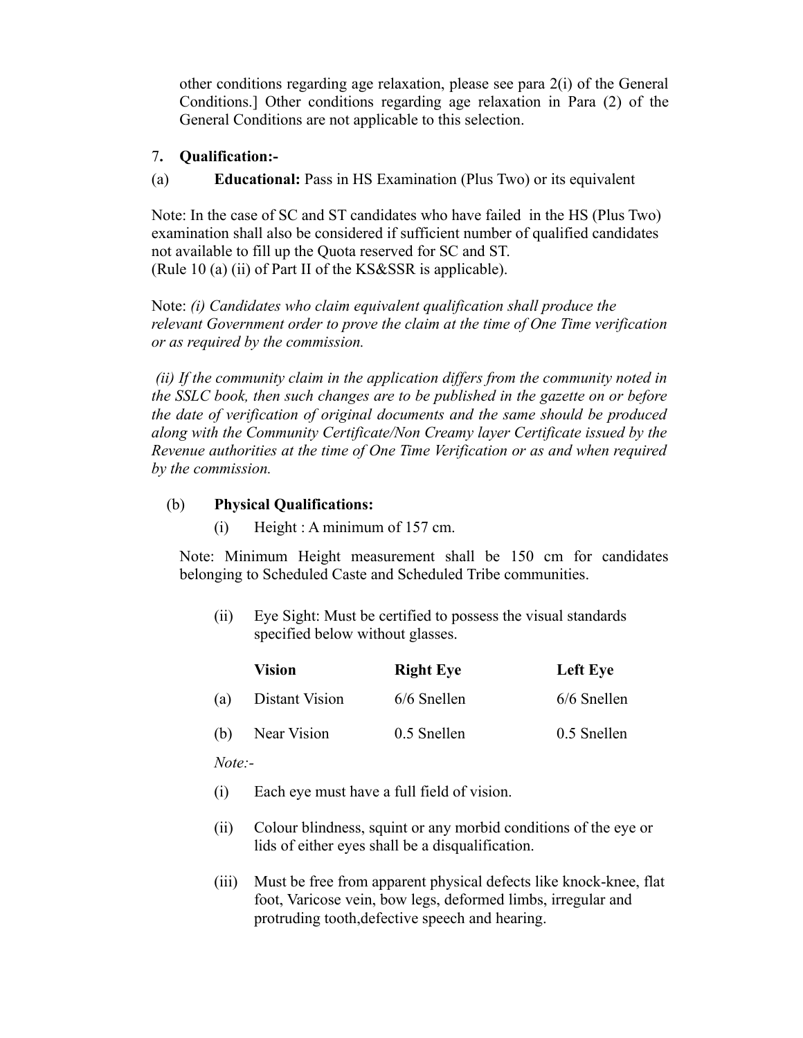other conditions regarding age relaxation, please see para 2(i) of the General Conditions.] Other conditions regarding age relaxation in Para (2) of the General Conditions are not applicable to this selection.

7. **Qualification:-**

(a) **Educational:** Pass in HS Examination (Plus Two) or its equivalent

Note: In the case of SC and ST candidates who have failed in the HS (Plus Two) examination shall also be considered if sufficient number of qualified candidates not available to fill up the Quota reserved for SC and ST.
(Rule 10 (a) (ii) of Part II of the KS&SSR is applicable).

Note: *(i) Candidates who claim equivalent qualification shall produce the relevant Government order to prove the claim at the time of One Time verification or as required by the commission.*

*(ii) If the community claim in the application differs from the community noted in the SSLC book, then such changes are to be published in the gazette on or before the date of verification of original documents and the same should be produced along with the Community Certificate/Non Creamy layer Certificate issued by the Revenue authorities at the time of One Time Verification or as and when required by the commission.*

(b) **Physical Qualifications:**

(i) Height : A minimum of 157 cm.

Note: Minimum Height measurement shall be 150 cm for candidates belonging to Scheduled Caste and Scheduled Tribe communities.

(ii) Eye Sight: Must be certified to possess the visual standards specified below without glasses.

| | Vision | Right Eye | Left Eye |
|---|---|---|---|
| (a) | Distant Vision | 6/6 Snellen | 6/6 Snellen |
| (b) | Near Vision | 0.5 Snellen | 0.5 Snellen |

*Note:-*

(i) Each eye must have a full field of vision.

(ii) Colour blindness, squint or any morbid conditions of the eye or lids of either eyes shall be a disqualification.

(iii) Must be free from apparent physical defects like knock-knee, flat foot, Varicose vein, bow legs, deformed limbs, irregular and protruding tooth,defective speech and hearing.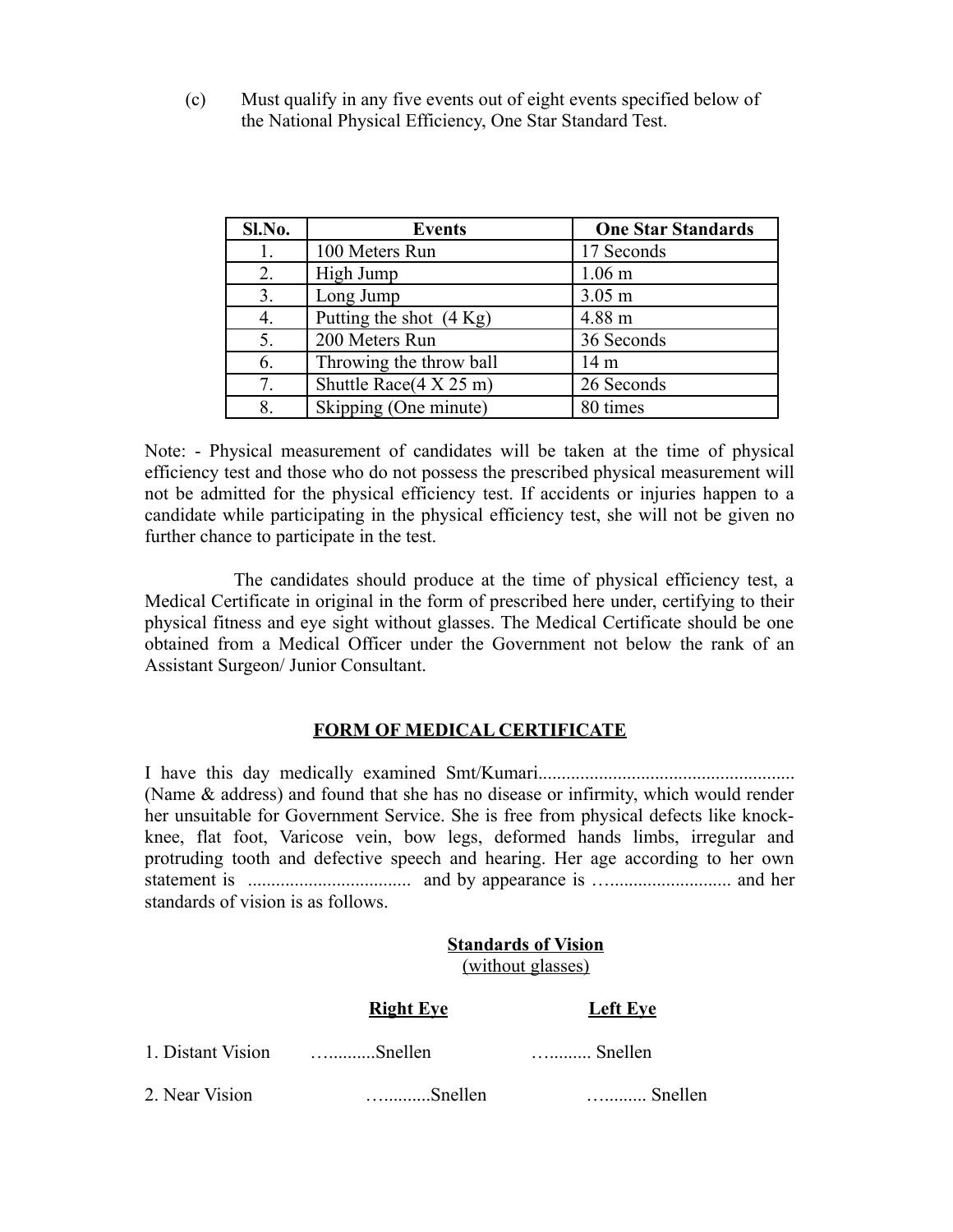(c) Must qualify in any five events out of eight events specified below of the National Physical Efficiency, One Star Standard Test.

| Sl.No. | Events | One Star Standards |
|---|---|---|
| 1. | 100 Meters Run | 17 Seconds |
| 2. | High Jump | 1.06 m |
| 3. | Long Jump | 3.05 m |
| 4. | Putting the shot (4 Kg) | 4.88 m |
| 5. | 200 Meters Run | 36 Seconds |
| 6. | Throwing the throw ball | 14 m |
| 7. | Shuttle Race(4 X 25 m) | 26 Seconds |
| 8. | Skipping (One minute) | 80 times |

Note: - Physical measurement of candidates will be taken at the time of physical efficiency test and those who do not possess the prescribed physical measurement will not be admitted for the physical efficiency test. If accidents or injuries happen to a candidate while participating in the physical efficiency test, she will not be given no further chance to participate in the test.

The candidates should produce at the time of physical efficiency test, a Medical Certificate in original in the form of prescribed here under, certifying to their physical fitness and eye sight without glasses. The Medical Certificate should be one obtained from a Medical Officer under the Government not below the rank of an Assistant Surgeon/ Junior Consultant.

## FORM OF MEDICAL CERTIFICATE

I have this day medically examined Smt/Kumari...................................................... (Name & address) and found that she has no disease or infirmity, which would render her unsuitable for Government Service. She is free from physical defects like knock-knee, flat foot, Varicose vein, bow legs, deformed hands limbs, irregular and protruding tooth and defective speech and hearing. Her age according to her own statement is .................................. and by appearance is …......................... and her standards of vision is as follows.

**Standards of Vision**
(without glasses)

| | **Right Eye** | **Left Eye** |
|---|---|---|
| 1. Distant Vision | …..........Snellen | …......... Snellen |
| 2. Near Vision | …..........Snellen | …......... Snellen |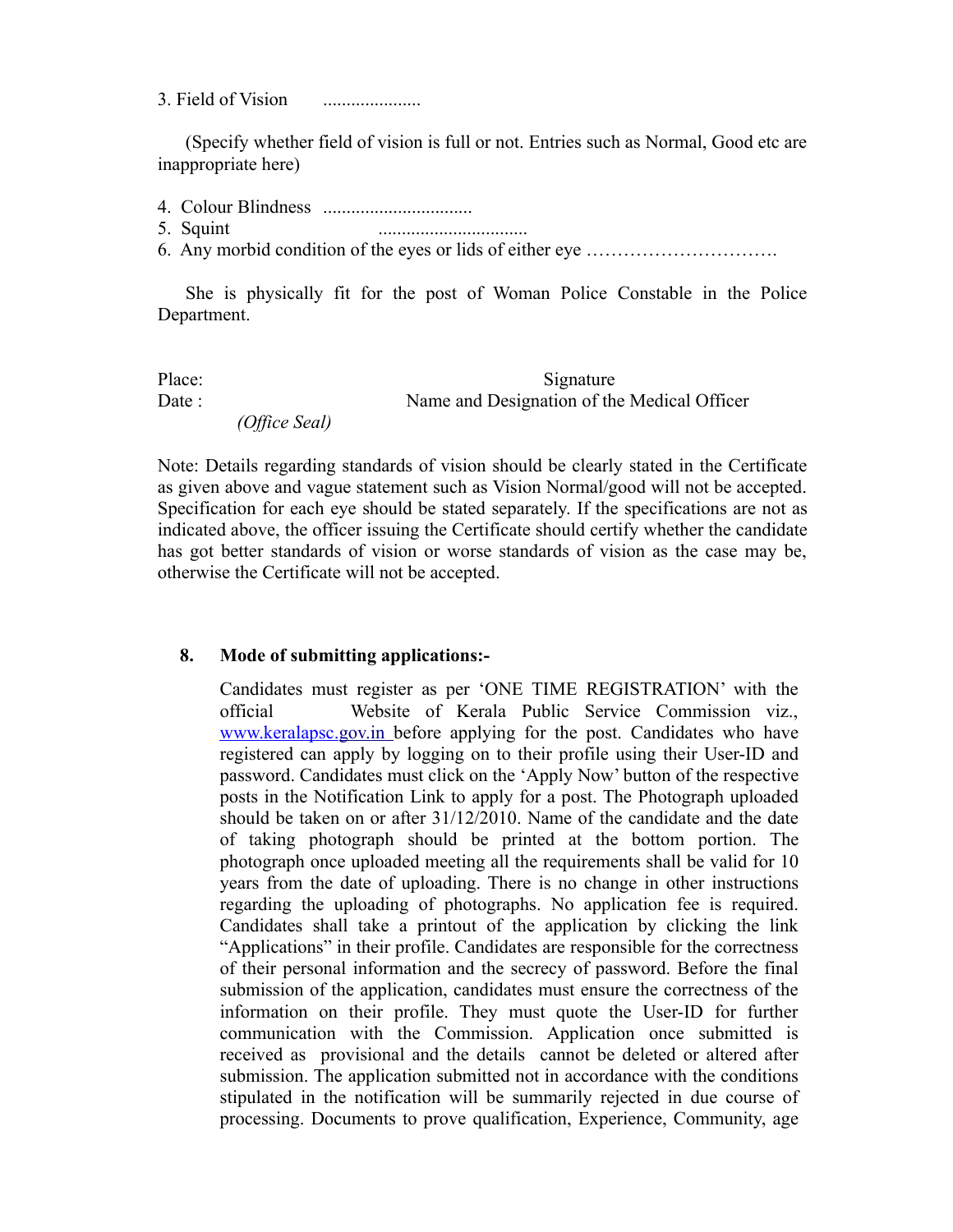3. Field of Vision .....................

(Specify whether field of vision is full or not. Entries such as Normal, Good etc are inappropriate here)

4. Colour Blindness ................................
5. Squint ................................
6. Any morbid condition of the eyes or lids of either eye ………………………….

She is physically fit for the post of Woman Police Constable in the Police Department.

Place: Signature

Date : Name and Designation of the Medical Officer

*(Office Seal)*

Note: Details regarding standards of vision should be clearly stated in the Certificate as given above and vague statement such as Vision Normal/good will not be accepted. Specification for each eye should be stated separately. If the specifications are not as indicated above, the officer issuing the Certificate should certify whether the candidate has got better standards of vision or worse standards of vision as the case may be, otherwise the Certificate will not be accepted.

**8. Mode of submitting applications:-**

Candidates must register as per 'ONE TIME REGISTRATION' with the official Website of Kerala Public Service Commission viz., www.keralapsc.gov.in before applying for the post. Candidates who have registered can apply by logging on to their profile using their User-ID and password. Candidates must click on the 'Apply Now' button of the respective posts in the Notification Link to apply for a post. The Photograph uploaded should be taken on or after 31/12/2010. Name of the candidate and the date of taking photograph should be printed at the bottom portion. The photograph once uploaded meeting all the requirements shall be valid for 10 years from the date of uploading. There is no change in other instructions regarding the uploading of photographs. No application fee is required. Candidates shall take a printout of the application by clicking the link "Applications" in their profile. Candidates are responsible for the correctness of their personal information and the secrecy of password. Before the final submission of the application, candidates must ensure the correctness of the information on their profile. They must quote the User-ID for further communication with the Commission. Application once submitted is received as provisional and the details cannot be deleted or altered after submission. The application submitted not in accordance with the conditions stipulated in the notification will be summarily rejected in due course of processing. Documents to prove qualification, Experience, Community, age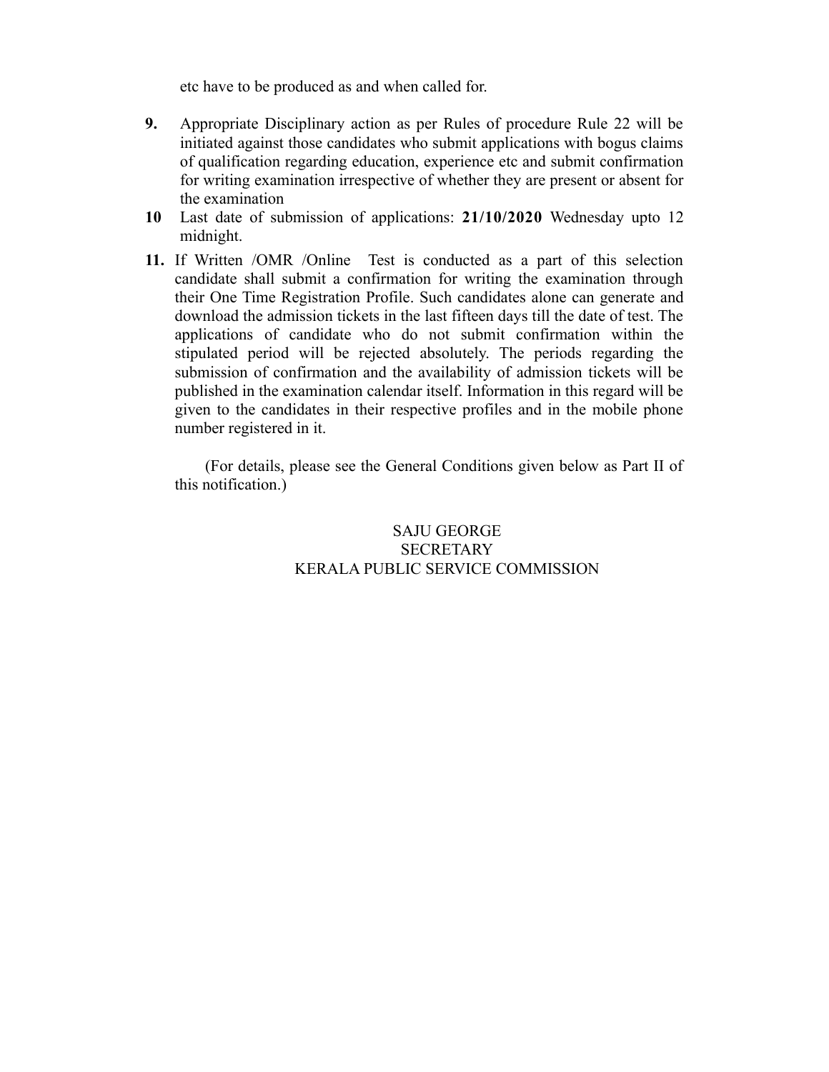etc have to be produced as and when called for.

9. Appropriate Disciplinary action as per Rules of procedure Rule 22 will be initiated against those candidates who submit applications with bogus claims of qualification regarding education, experience etc and submit confirmation for writing examination irrespective of whether they are present or absent for the examination

10 Last date of submission of applications: **21/10/2020** Wednesday upto 12 midnight.

11. If Written /OMR /Online Test is conducted as a part of this selection candidate shall submit a confirmation for writing the examination through their One Time Registration Profile. Such candidates alone can generate and download the admission tickets in the last fifteen days till the date of test. The applications of candidate who do not submit confirmation within the stipulated period will be rejected absolutely. The periods regarding the submission of confirmation and the availability of admission tickets will be published in the examination calendar itself. Information in this regard will be given to the candidates in their respective profiles and in the mobile phone number registered in it.

(For details, please see the General Conditions given below as Part II of this notification.)

SAJU GEORGE
SECRETARY
KERALA PUBLIC SERVICE COMMISSION